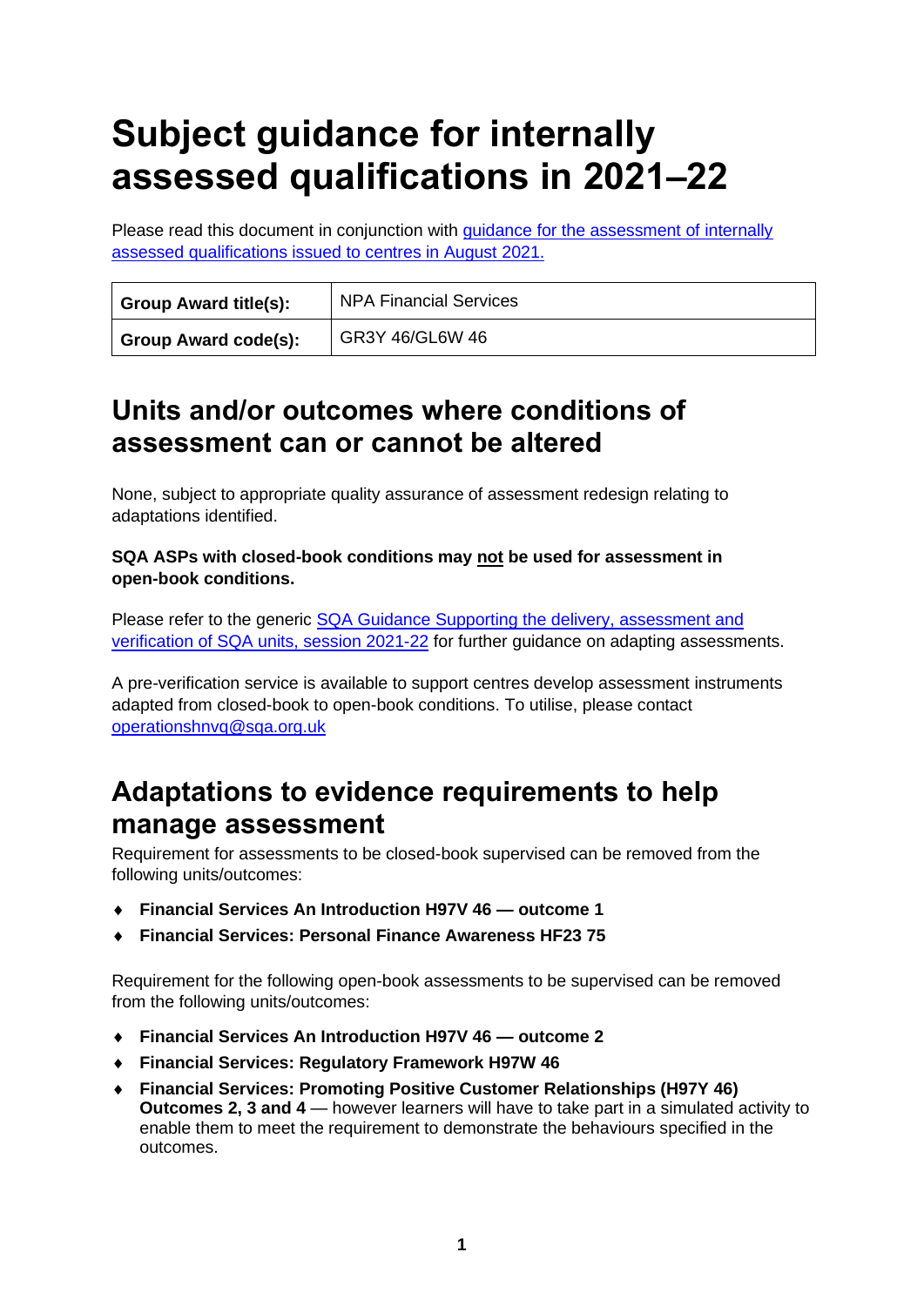# Subject guidance for internally assessed qualifications in 2021–22

Please read this document in conjunction with [guidance for the assessment of internally assessed qualifications issued to centres in August 2021.]()

| **Group Award title(s):** | NPA Financial Services |
|---|---|
| **Group Award code(s):** | GR3Y 46/GL6W 46 |

## Units and/or outcomes where conditions of assessment can or cannot be altered

None, subject to appropriate quality assurance of assessment redesign relating to adaptations identified.

**SQA ASPs with closed-book conditions may <u>not</u> be used for assessment in open-book conditions.**

Please refer to the generic [SQA Guidance Supporting the delivery, assessment and verification of SQA units, session 2021-22]() for further guidance on adapting assessments.

A pre-verification service is available to support centres develop assessment instruments adapted from closed-book to open-book conditions. To utilise, please contact [operationshnvq@sqa.org.uk](mailto:operationshnvq@sqa.org.uk)

## Adaptations to evidence requirements to help manage assessment

Requirement for assessments to be closed-book supervised can be removed from the following units/outcomes:

- **Financial Services An Introduction H97V 46 — outcome 1**
- **Financial Services: Personal Finance Awareness HF23 75**

Requirement for the following open-book assessments to be supervised can be removed from the following units/outcomes:

- **Financial Services An Introduction H97V 46 — outcome 2**
- **Financial Services: Regulatory Framework H97W 46**
- **Financial Services: Promoting Positive Customer Relationships (H97Y 46) Outcomes 2, 3 and 4** — however learners will have to take part in a simulated activity to enable them to meet the requirement to demonstrate the behaviours specified in the outcomes.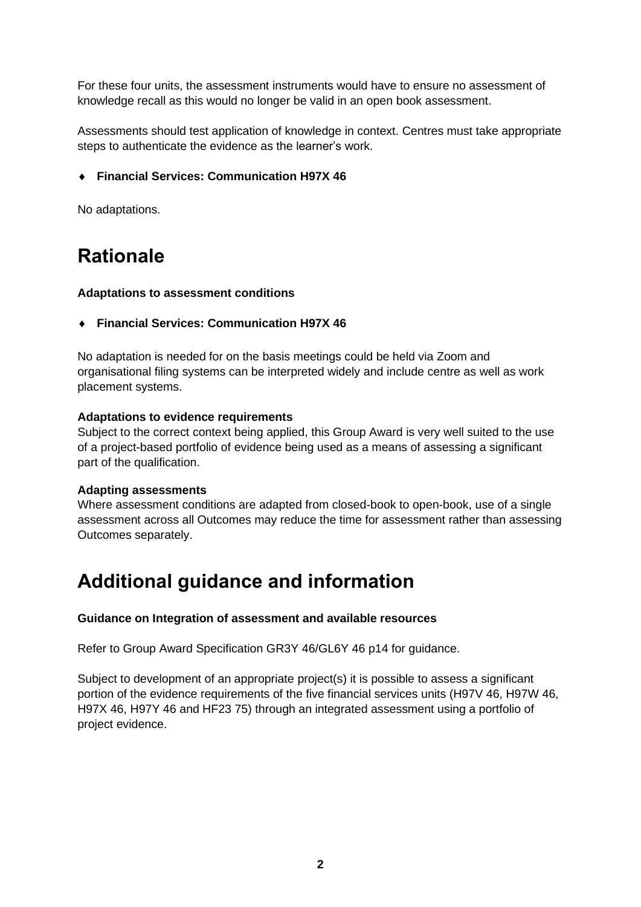For these four units, the assessment instruments would have to ensure no assessment of knowledge recall as this would no longer be valid in an open book assessment.

Assessments should test application of knowledge in context. Centres must take appropriate steps to authenticate the evidence as the learner's work.

- **Financial Services: Communication H97X 46**

No adaptations.

# Rationale

**Adaptations to assessment conditions**

- **Financial Services: Communication H97X 46**

No adaptation is needed for on the basis meetings could be held via Zoom and organisational filing systems can be interpreted widely and include centre as well as work placement systems.

**Adaptations to evidence requirements**
Subject to the correct context being applied, this Group Award is very well suited to the use of a project-based portfolio of evidence being used as a means of assessing a significant part of the qualification.

**Adapting assessments**
Where assessment conditions are adapted from closed-book to open-book, use of a single assessment across all Outcomes may reduce the time for assessment rather than assessing Outcomes separately.

# Additional guidance and information

**Guidance on Integration of assessment and available resources**

Refer to Group Award Specification GR3Y 46/GL6Y 46 p14 for guidance.

Subject to development of an appropriate project(s) it is possible to assess a significant portion of the evidence requirements of the five financial services units (H97V 46, H97W 46, H97X 46, H97Y 46 and HF23 75) through an integrated assessment using a portfolio of project evidence.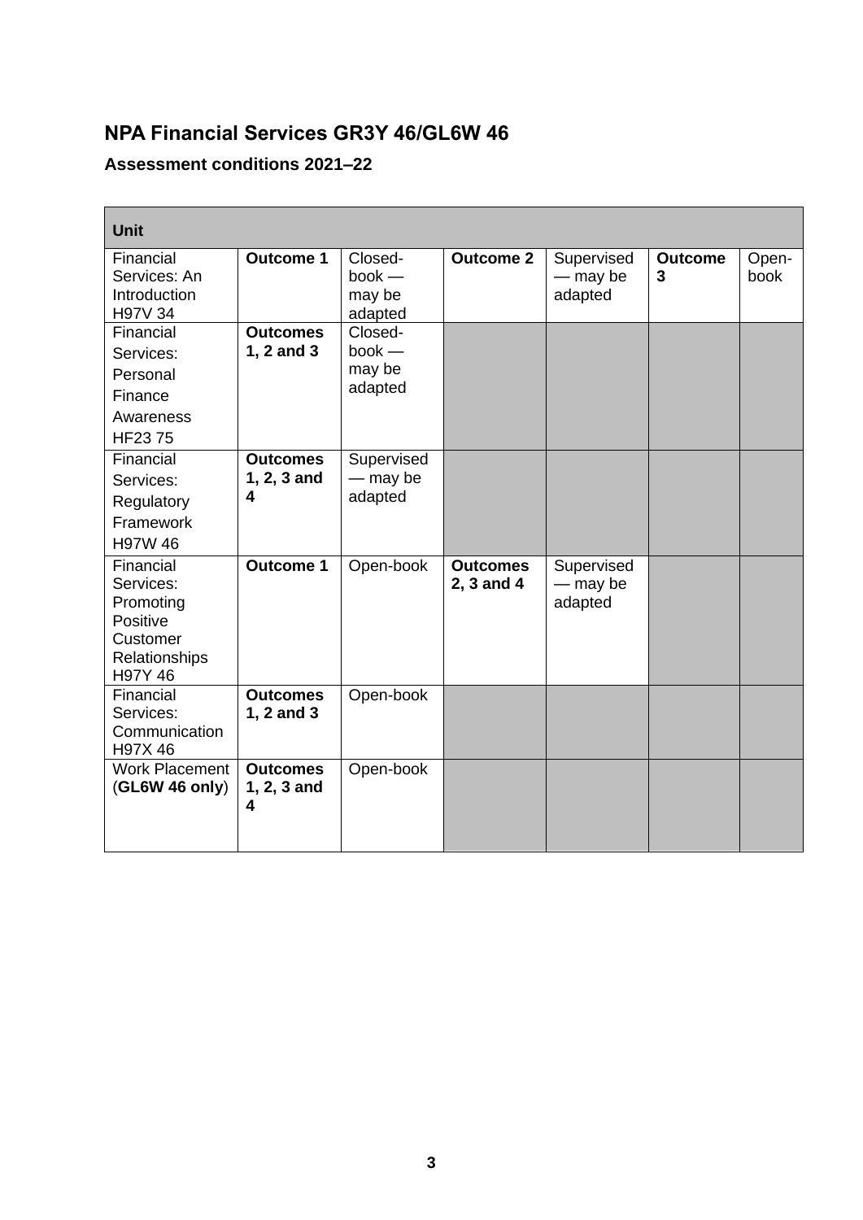## NPA Financial Services GR3Y 46/GL6W 46

### Assessment conditions 2021–22

| Unit | | | | | | |
|---|---|---|---|---|---|---|
| Financial Services: An Introduction H97V 34 | **Outcome 1** | Closed-book — may be adapted | **Outcome 2** | Supervised — may be adapted | **Outcome 3** | Open-book |
| Financial Services: Personal Finance Awareness HF23 75 | **Outcomes 1, 2 and 3** | Closed-book — may be adapted | | | | |
| Financial Services: Regulatory Framework H97W 46 | **Outcomes 1, 2, 3 and 4** | Supervised — may be adapted | | | | |
| Financial Services: Promoting Positive Customer Relationships H97Y 46 | **Outcome 1** | Open-book | **Outcomes 2, 3 and 4** | Supervised — may be adapted | | |
| Financial Services: Communication H97X 46 | **Outcomes 1, 2 and 3** | Open-book | | | | |
| Work Placement (**GL6W 46 only**) | **Outcomes 1, 2, 3 and 4** | Open-book | | | | |